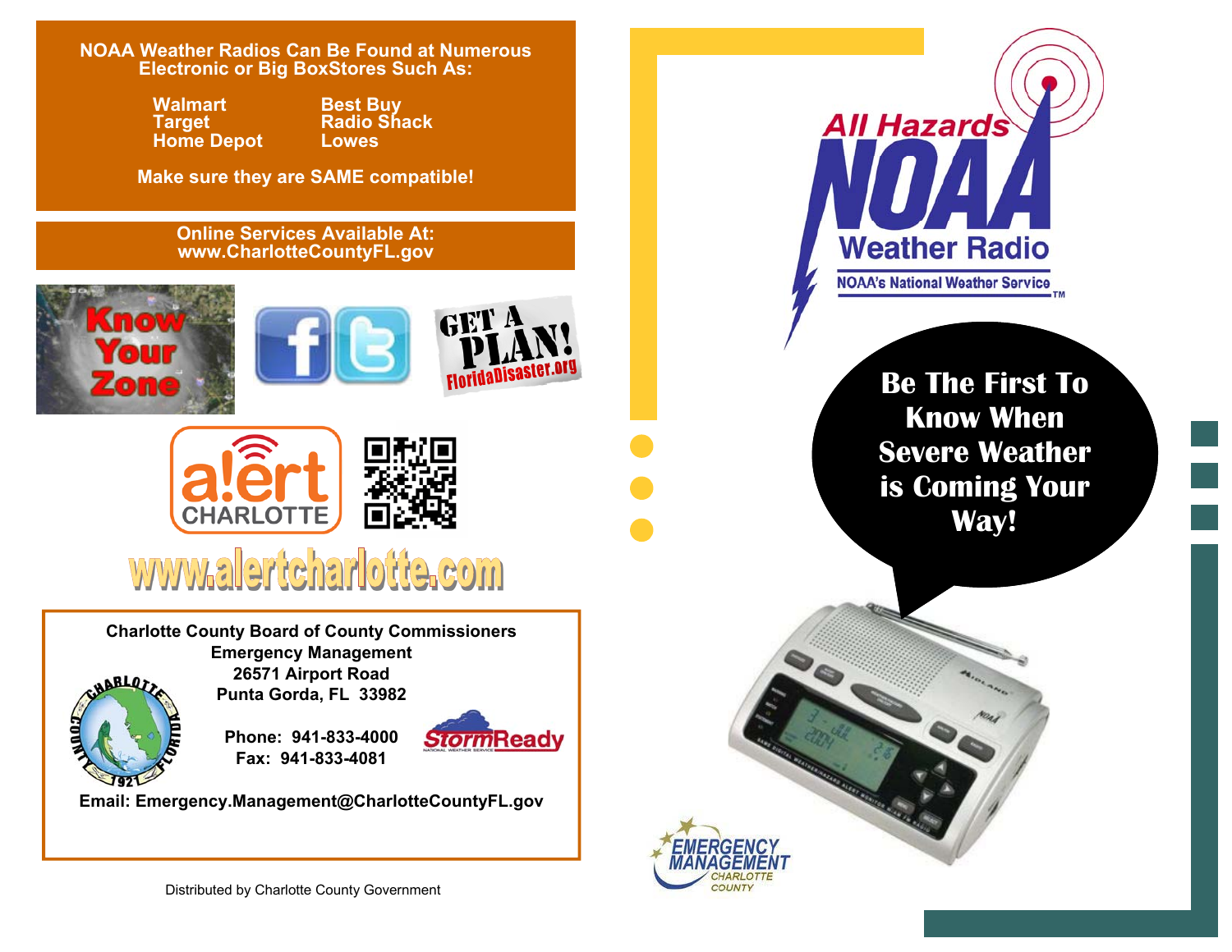**NOAA Weather Radios Can Be Found at Numerous Electronic or Big BoxStores Such As:**

- Walmart
- Target
- Home Depot
- Best Buy
- Radio Shack
- Lowes

**Make sure they are SAME compatible!**

**Online Services Available At:**
**www.CharlotteCountyFL.gov**

Know Your Zone

GET A PLAN! FloridaDisaster.org

alert CHARLOTTE

www.alertcharlotte.com

**Charlotte County Board of County Commissioners**
**Emergency Management**
**26571 Airport Road**
**Punta Gorda, FL 33982**

**Phone: 941-833-4000**
**Fax: 941-833-4081**

**Email: Emergency.Management@CharlotteCountyFL.gov**

StormReady

Distributed by Charlotte County Government

# All Hazards NOAA Weather Radio

NOAA's National Weather Service

## Be The First To Know When Severe Weather is Coming Your Way!

EMERGENCY MANAGEMENT CHARLOTTE COUNTY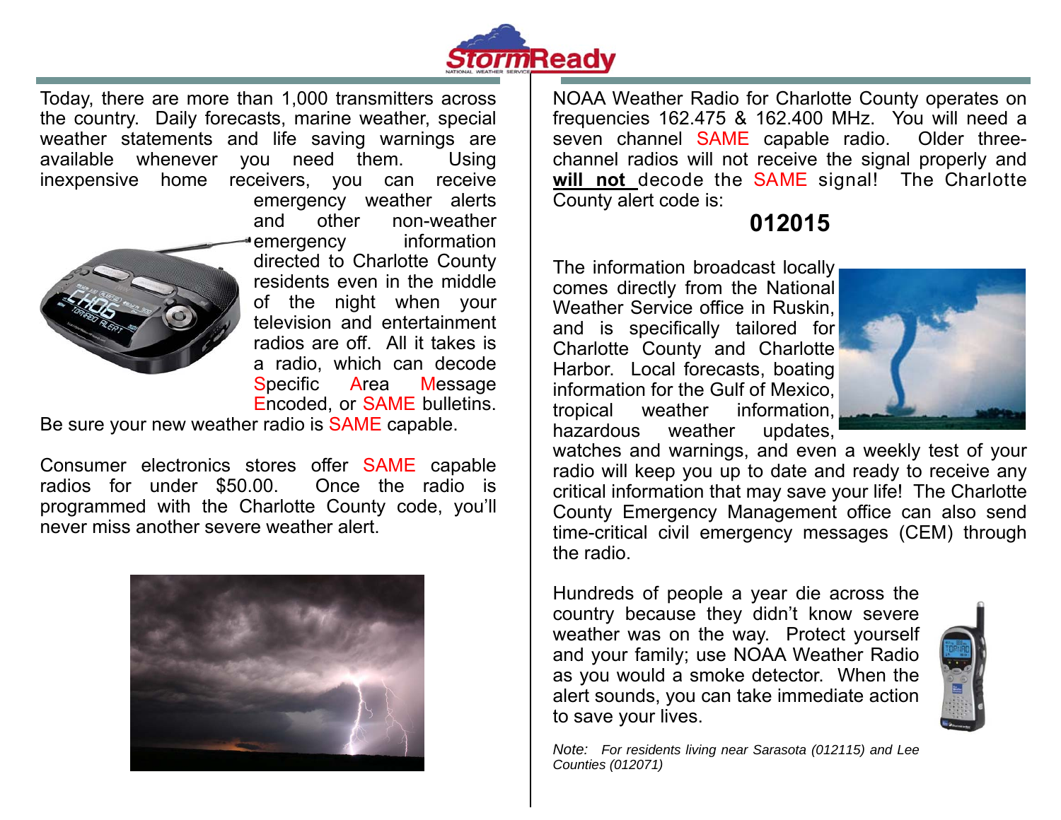Today, there are more than 1,000 transmitters across the country. Daily forecasts, marine weather, special weather statements and life saving warnings are available whenever you need them. Using inexpensive home receivers, you can receive emergency weather alerts and other non-weather emergency information directed to Charlotte County residents even in the middle of the night when your television and entertainment radios are off. All it takes is a radio, which can decode Specific Area Message Encoded, or SAME bulletins. Be sure your new weather radio is SAME capable.

Consumer electronics stores offer SAME capable radios for under $50.00. Once the radio is programmed with the Charlotte County code, you'll never miss another severe weather alert.

NOAA Weather Radio for Charlotte County operates on frequencies 162.475 & 162.400 MHz. You will need a seven channel SAME capable radio. Older three-channel radios will not receive the signal properly and **will not** decode the SAME signal! The Charlotte County alert code is:

**012015**

The information broadcast locally comes directly from the National Weather Service office in Ruskin, and is specifically tailored for Charlotte County and Charlotte Harbor. Local forecasts, boating information for the Gulf of Mexico, tropical weather information, hazardous weather updates, watches and warnings, and even a weekly test of your radio will keep you up to date and ready to receive any critical information that may save your life! The Charlotte County Emergency Management office can also send time-critical civil emergency messages (CEM) through the radio.

Hundreds of people a year die across the country because they didn't know severe weather was on the way. Protect yourself and your family; use NOAA Weather Radio as you would a smoke detector. When the alert sounds, you can take immediate action to save your lives.

*Note: For residents living near Sarasota (012115) and Lee Counties (012071)*